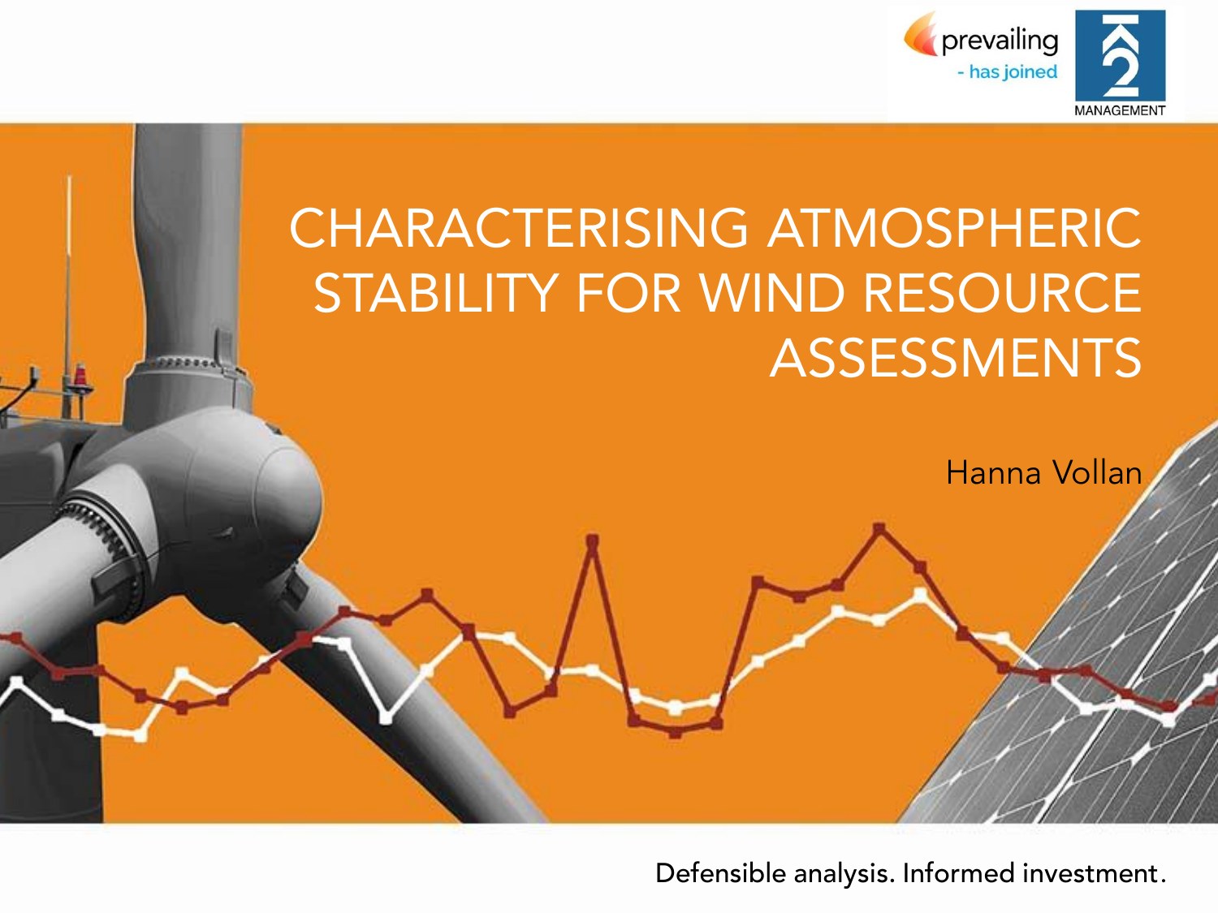prevailing - has joined K2 MANAGEMENT

# CHARACTERISING ATMOSPHERIC STABILITY FOR WIND RESOURCE ASSESSMENTS

Hanna Vollan

Defensible analysis. Informed investment.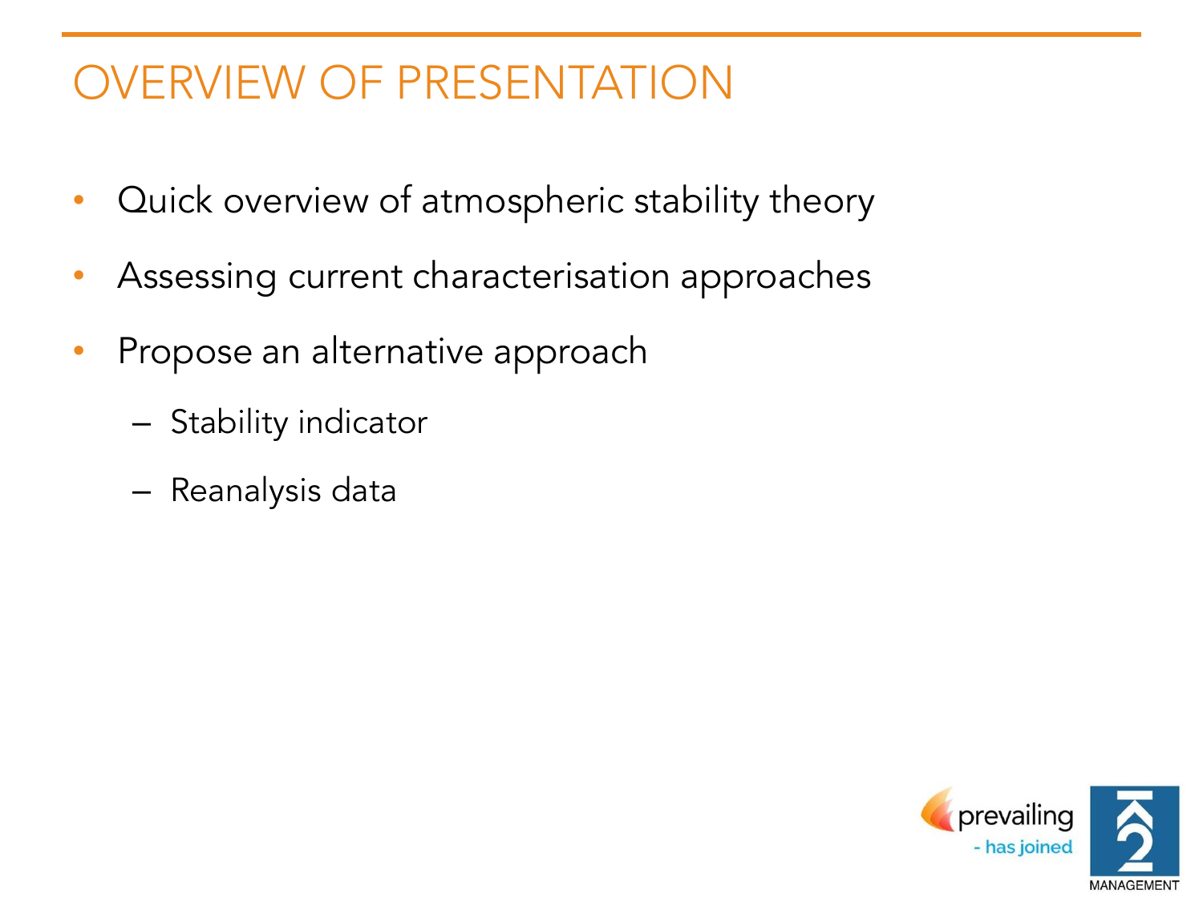# OVERVIEW OF PRESENTATION

- Quick overview of atmospheric stability theory
- Assessing current characterisation approaches
- Propose an alternative approach
  - Stability indicator
  - Reanalysis data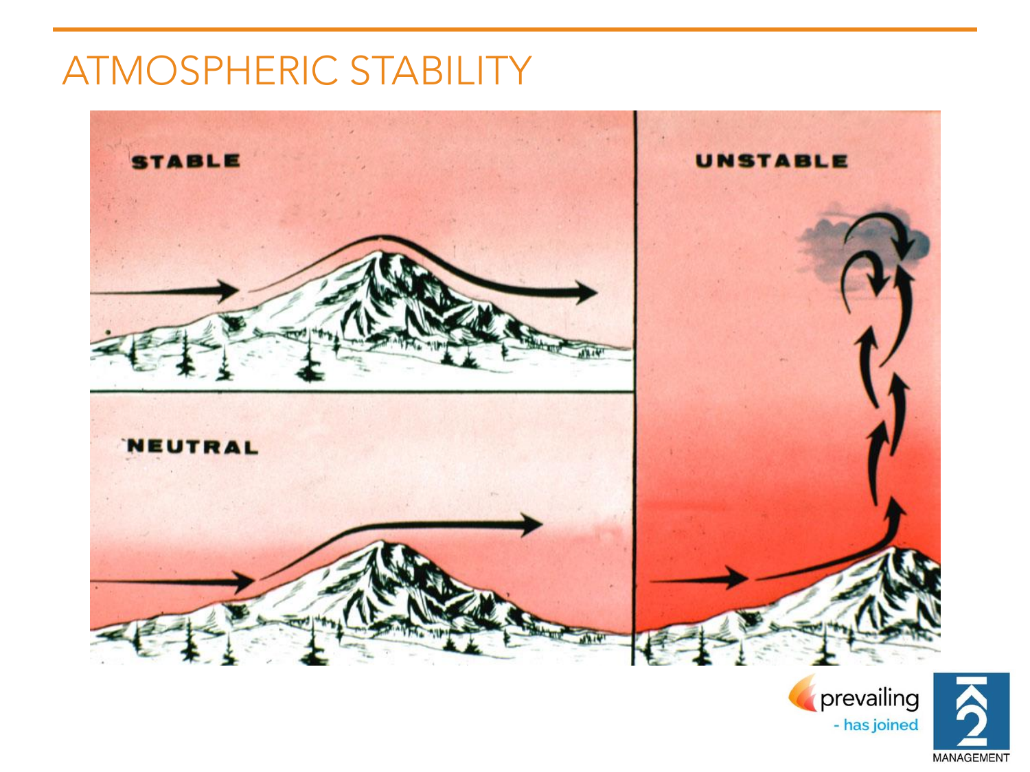# ATMOSPHERIC STABILITY

STABLE

NEUTRAL

UNSTABLE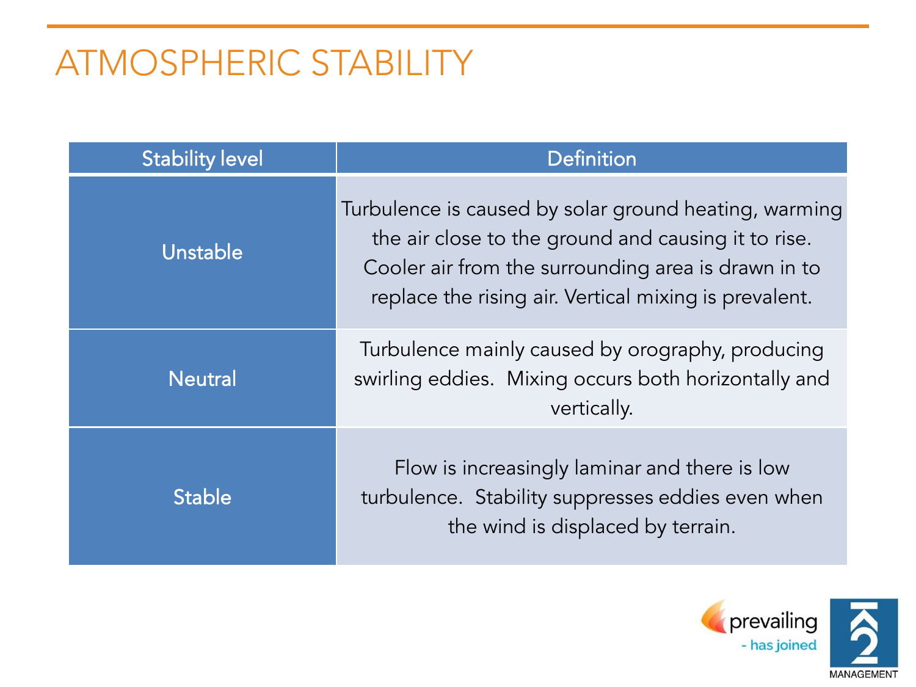# ATMOSPHERIC STABILITY

| Stability level | Definition |
| --- | --- |
| Unstable | Turbulence is caused by solar ground heating, warming the air close to the ground and causing it to rise. Cooler air from the surrounding area is drawn in to replace the rising air. Vertical mixing is prevalent. |
| Neutral | Turbulence mainly caused by orography, producing swirling eddies.  Mixing occurs both horizontally and vertically. |
| Stable | Flow is increasingly laminar and there is low turbulence.  Stability suppresses eddies even when the wind is displaced by terrain. |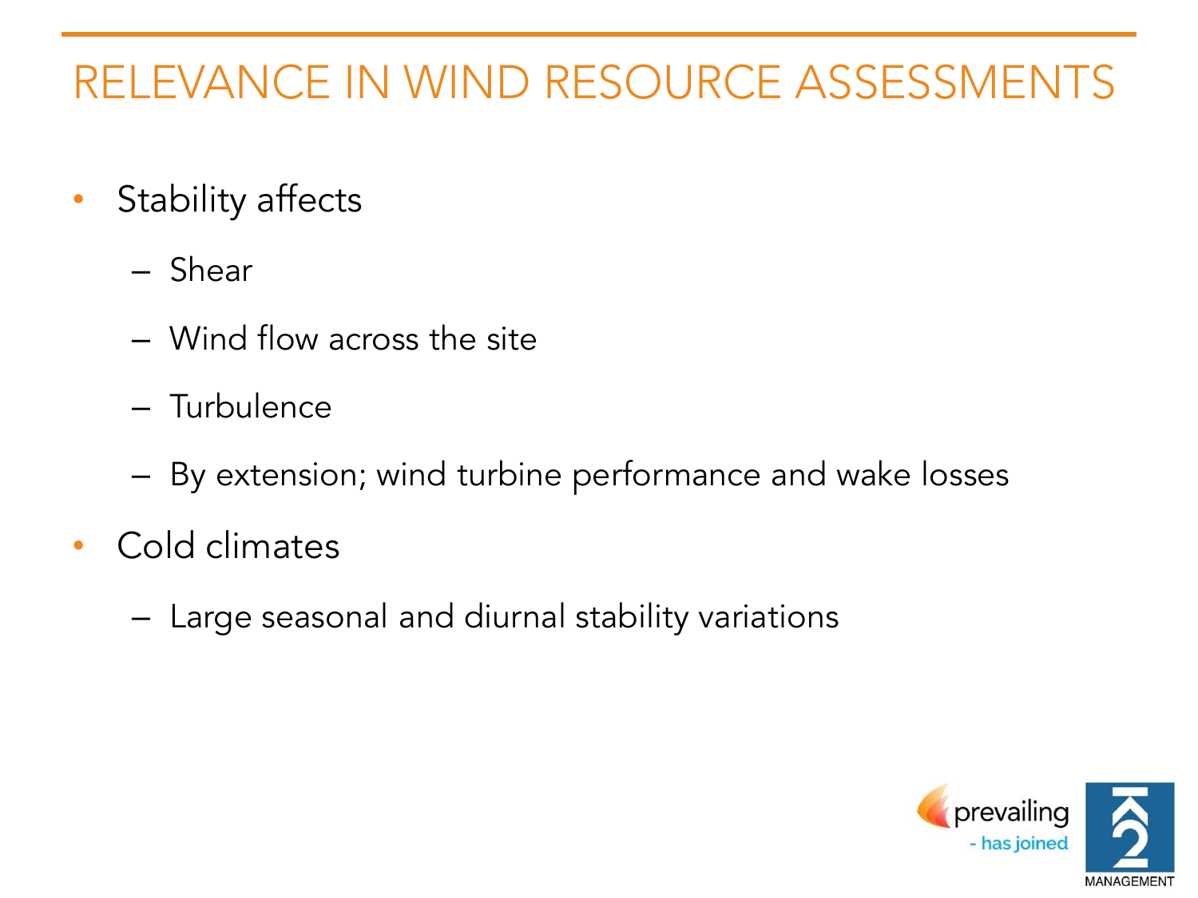# RELEVANCE IN WIND RESOURCE ASSESSMENTS

- Stability affects
  - Shear
  - Wind flow across the site
  - Turbulence
  - By extension; wind turbine performance and wake losses
- Cold climates
  - Large seasonal and diurnal stability variations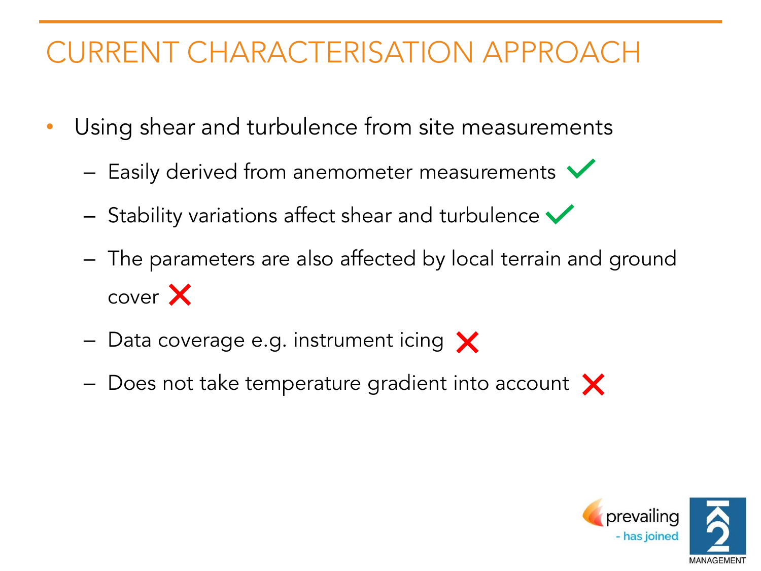# CURRENT CHARACTERISATION APPROACH

- Using shear and turbulence from site measurements
  - Easily derived from anemometer measurements ✓
  - Stability variations affect shear and turbulence ✓
  - The parameters are also affected by local terrain and ground cover ✗
  - Data coverage e.g. instrument icing ✗
  - Does not take temperature gradient into account ✗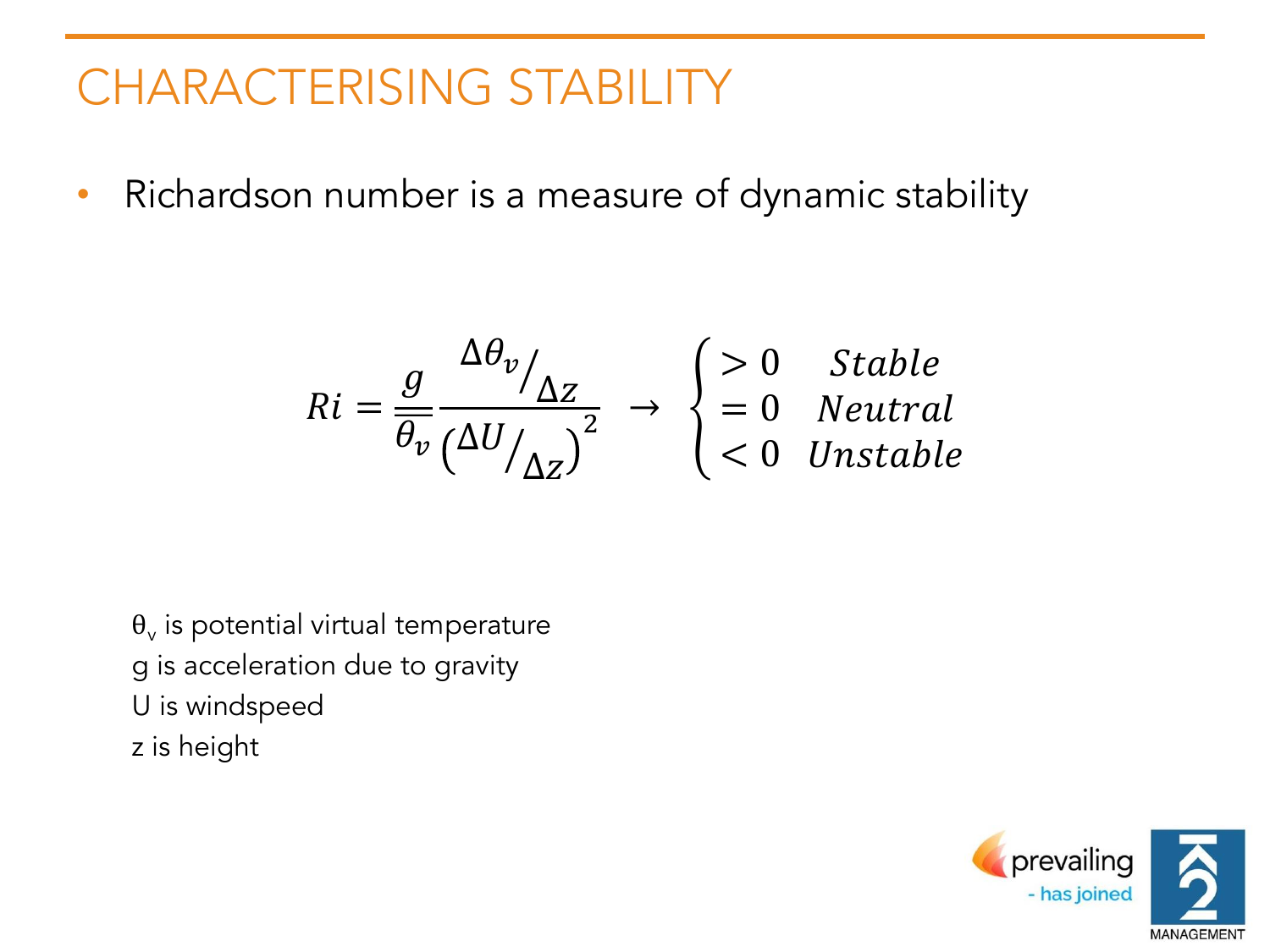# CHARACTERISING STABILITY

- Richardson number is a measure of dynamic stability

$$Ri = \frac{g}{\overline{\theta_v}} \frac{\Delta\theta_v / \Delta z}{\left(\Delta U / \Delta z\right)^2} \rightarrow \begin{cases} > 0 & Stable \\ = 0 & Neutral \\ < 0 & Unstable \end{cases}$$

$\theta_v$ is potential virtual temperature
g is acceleration due to gravity
U is windspeed
z is height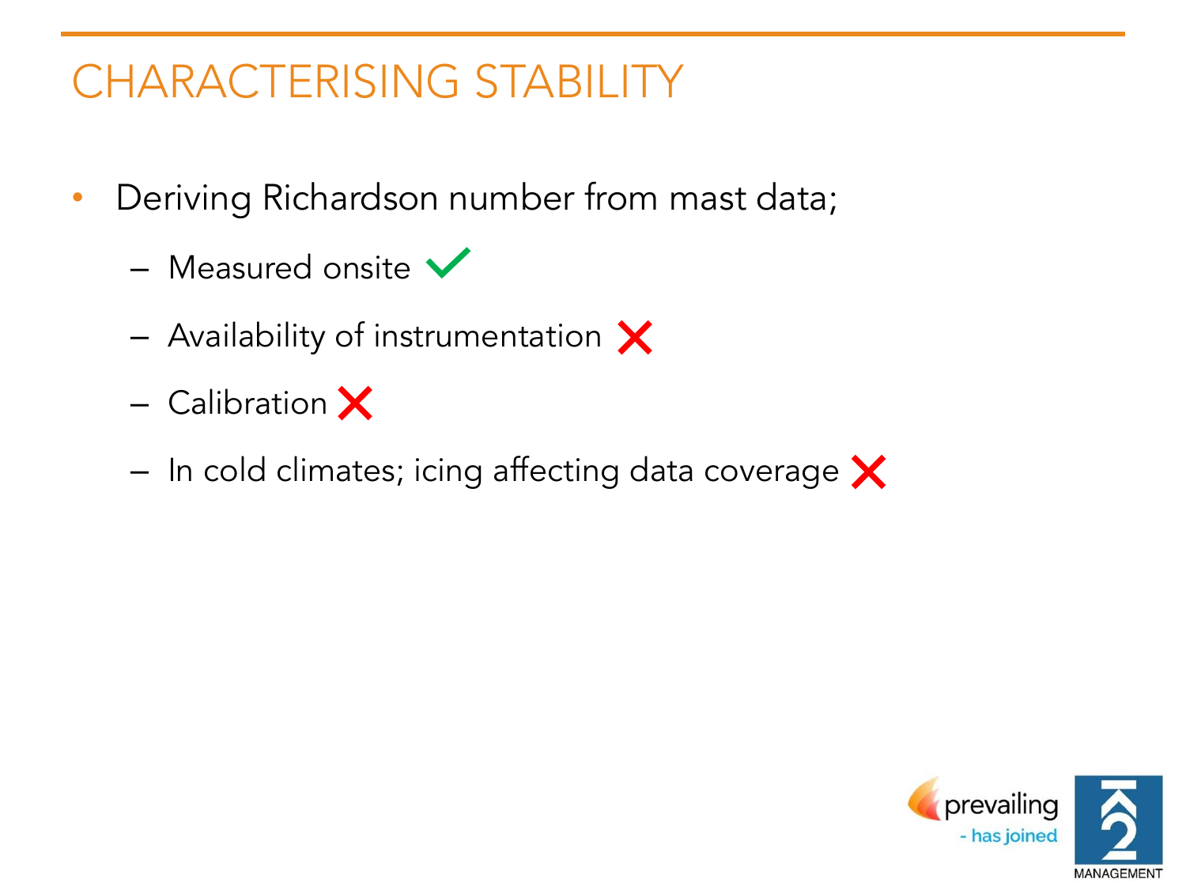# CHARACTERISING STABILITY

- Deriving Richardson number from mast data;
  - Measured onsite ✓
  - Availability of instrumentation ✗
  - Calibration ✗
  - In cold climates; icing affecting data coverage ✗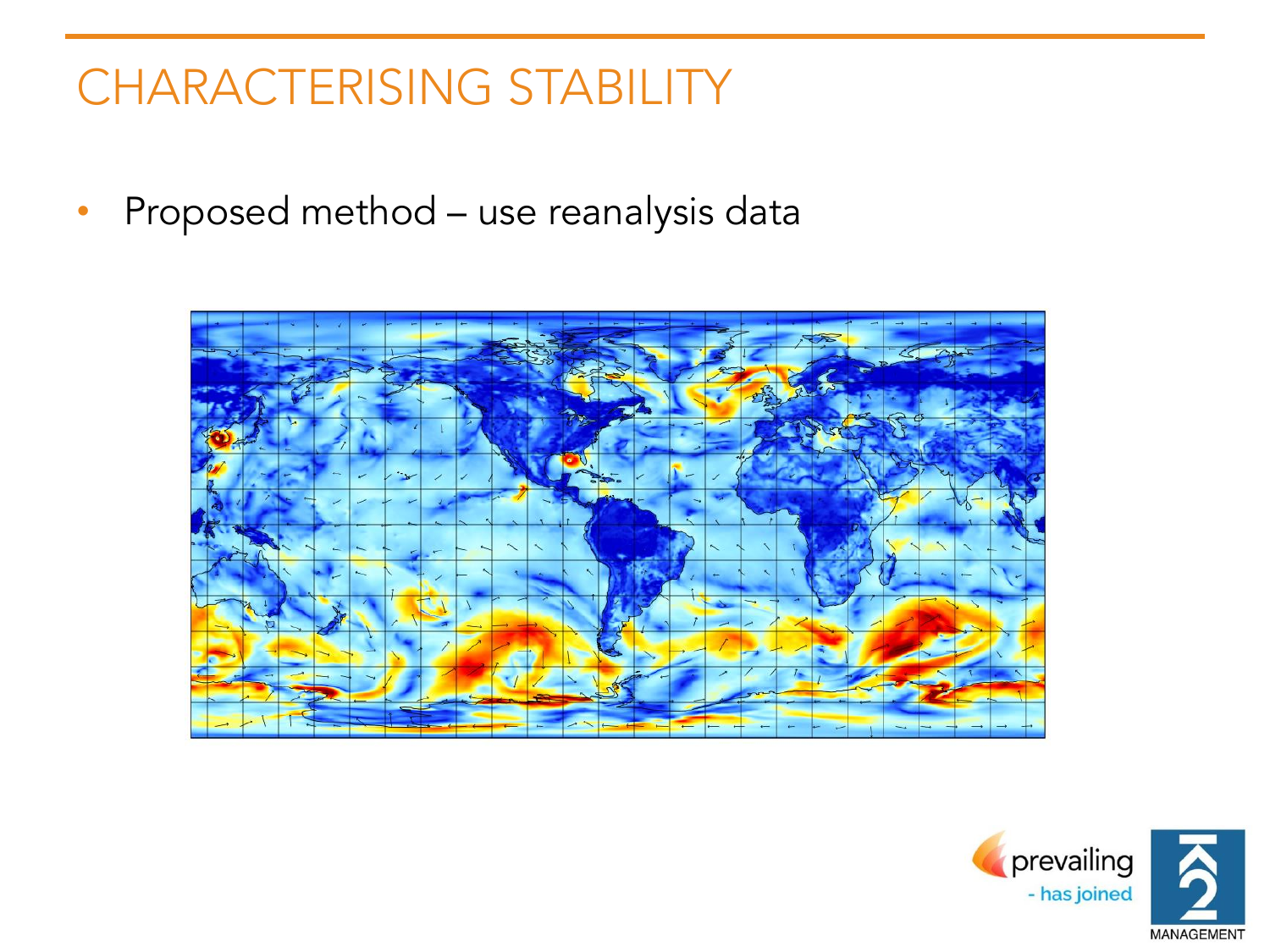# CHARACTERISING STABILITY

- Proposed method – use reanalysis data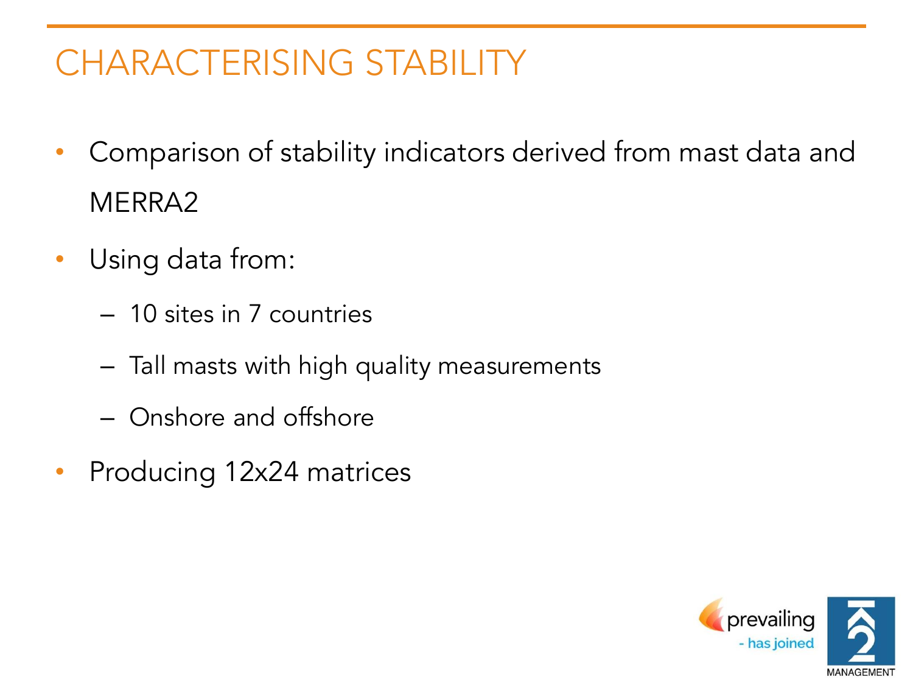# CHARACTERISING STABILITY

- Comparison of stability indicators derived from mast data and MERRA2
- Using data from:
  - 10 sites in 7 countries
  - Tall masts with high quality measurements
  - Onshore and offshore
- Producing 12x24 matrices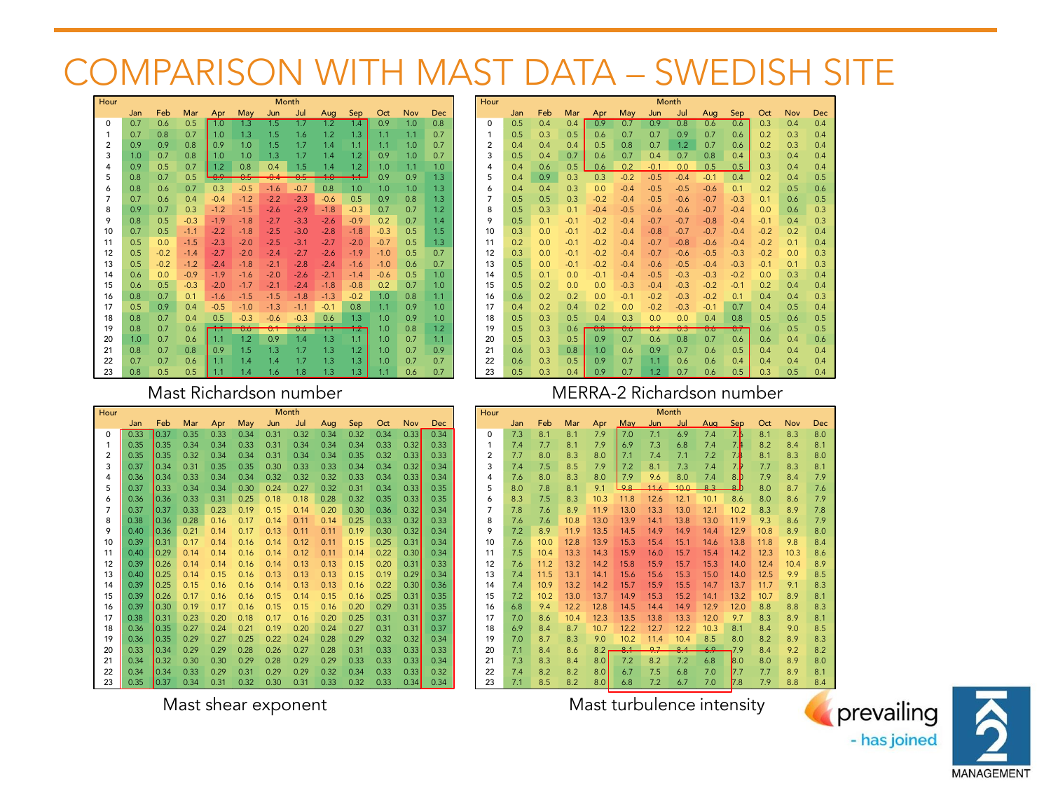# COMPARISON WITH MAST DATA – SWEDISH SITE

| Hour | Jan | Feb | Mar | Apr | May | Jun | Jul | Aug | Sep | Oct | Nov | Dec |
|---|---|---|---|---|---|---|---|---|---|---|---|---|
| 0 | 0.7 | 0.6 | 0.5 | 1.0 | 1.3 | 1.5 | 1.7 | 1.2 | 1.4 | 0.9 | 1.0 | 0.8 |
| 1 | 0.7 | 0.8 | 0.7 | 1.0 | 1.3 | 1.5 | 1.6 | 1.2 | 1.3 | 1.1 | 1.1 | 0.7 |
| 2 | 0.9 | 0.9 | 0.8 | 0.9 | 1.0 | 1.5 | 1.7 | 1.4 | 1.1 | 1.1 | 1.0 | 0.7 |
| 3 | 1.0 | 0.7 | 0.8 | 1.0 | 1.0 | 1.3 | 1.7 | 1.4 | 1.2 | 0.9 | 1.0 | 0.7 |
| 4 | 0.9 | 0.5 | 0.7 | 1.2 | 0.8 | 0.4 | 1.5 | 1.4 | 1.2 | 1.0 | 1.1 | 1.0 |
| 5 | 0.8 | 0.7 | 0.5 | 0.9 | 0.5 | -0.4 | 0.5 | 1.0 | 1.1 | 1.0 | 0.9 | 1.3 |
| 6 | 0.8 | 0.6 | 0.7 | 0.3 | -0.5 | -1.6 | -0.7 | 0.8 | 1.0 | 1.0 | 1.0 | 1.3 |
| 7 | 0.7 | 0.6 | 0.4 | -0.4 | -1.2 | -2.2 | -2.3 | -0.6 | 0.5 | 1.0 | 0.8 | 1.3 |
| 8 | 0.9 | 0.7 | 0.3 | -1.2 | -1.5 | -2.6 | -2.9 | -1.8 | -0.3 | 0.7 | 0.7 | 1.2 |
| 9 | 0.8 | 0.5 | -0.3 | -1.9 | -1.8 | -2.7 | -3.3 | -2.6 | -0.9 | 0.2 | 0.7 | 1.4 |
| 10 | 0.7 | 0.5 | -1.1 | -2.2 | -1.8 | -2.5 | -3.0 | -2.8 | -1.8 | -0.3 | 0.5 | 1.5 |
| 11 | 0.5 | 0.0 | -1.5 | -2.3 | -2.0 | -2.5 | -3.1 | -2.7 | -2.0 | -0.7 | 0.5 | 1.3 |
| 12 | 0.5 | -0.2 | -1.4 | -2.7 | -2.0 | -2.4 | -2.7 | -2.6 | -1.9 | -1.0 | 0.5 | 0.7 |
| 13 | 0.5 | -0.2 | -1.2 | -2.4 | -1.8 | -2.1 | -2.8 | -2.4 | -1.6 | -1.0 | 0.6 | 0.7 |
| 14 | 0.6 | 0.0 | -0.9 | -1.9 | -1.6 | -2.0 | -2.6 | -2.1 | -1.4 | -0.6 | 0.5 | 1.0 |
| 15 | 0.6 | 0.5 | -0.3 | -2.0 | -1.7 | -2.1 | -2.4 | -1.8 | -0.8 | 0.2 | 0.7 | 1.0 |
| 16 | 0.8 | 0.7 | 0.1 | -1.6 | -1.5 | -1.5 | -1.8 | -1.3 | -0.2 | 1.0 | 0.8 | 1.1 |
| 17 | 0.5 | 0.9 | 0.4 | -0.5 | -1.0 | -1.3 | -1.1 | -0.1 | 0.8 | 1.1 | 0.9 | 1.0 |
| 18 | 0.8 | 0.7 | 0.4 | 0.5 | -0.3 | -0.6 | -0.3 | 0.6 | 1.3 | 1.0 | 0.9 | 1.0 |
| 19 | 0.8 | 0.7 | 0.6 | 1.1 | 0.6 | 0.1 | 0.6 | 1.1 | 1.2 | 1.0 | 0.8 | 1.2 |
| 20 | 1.0 | 0.7 | 0.6 | 1.1 | 1.2 | 0.9 | 1.4 | 1.3 | 1.1 | 1.0 | 0.7 | 1.1 |
| 21 | 0.8 | 0.7 | 0.8 | 0.9 | 1.5 | 1.3 | 1.7 | 1.3 | 1.2 | 1.0 | 0.7 | 0.9 |
| 22 | 0.7 | 0.7 | 0.6 | 1.1 | 1.4 | 1.4 | 1.7 | 1.3 | 1.3 | 1.0 | 0.7 | 0.7 |
| 23 | 0.8 | 0.5 | 0.5 | 1.1 | 1.4 | 1.6 | 1.8 | 1.3 | 1.3 | 1.1 | 0.6 | 0.7 |

Mast Richardson number

| Hour | Jan | Feb | Mar | Apr | May | Jun | Jul | Aug | Sep | Oct | Nov | Dec |
|---|---|---|---|---|---|---|---|---|---|---|---|---|
| 0 | 0.5 | 0.4 | 0.4 | 0.9 | 0.7 | 0.9 | 0.8 | 0.6 | 0.6 | 0.3 | 0.4 | 0.4 |
| 1 | 0.5 | 0.3 | 0.5 | 0.6 | 0.7 | 0.7 | 0.9 | 0.7 | 0.6 | 0.2 | 0.3 | 0.4 |
| 2 | 0.4 | 0.4 | 0.4 | 0.5 | 0.8 | 0.7 | 1.2 | 0.7 | 0.6 | 0.2 | 0.3 | 0.4 |
| 3 | 0.5 | 0.4 | 0.7 | 0.6 | 0.7 | 0.4 | 0.7 | 0.8 | 0.4 | 0.3 | 0.4 | 0.4 |
| 4 | 0.4 | 0.6 | 0.5 | 0.6 | 0.2 | -0.1 | 0.0 | 0.5 | 0.5 | 0.3 | 0.4 | 0.4 |
| 5 | 0.4 | 0.9 | 0.3 | 0.3 | -0.2 | -0.5 | -0.4 | -0.1 | 0.4 | 0.2 | 0.4 | 0.5 |
| 6 | 0.4 | 0.4 | 0.3 | 0.0 | -0.4 | -0.5 | -0.5 | -0.6 | 0.1 | 0.2 | 0.5 | 0.6 |
| 7 | 0.5 | 0.5 | 0.3 | -0.2 | -0.4 | -0.5 | -0.6 | -0.7 | -0.3 | 0.1 | 0.6 | 0.5 |
| 8 | 0.5 | 0.3 | 0.1 | -0.4 | -0.5 | -0.6 | -0.6 | -0.7 | -0.4 | 0.0 | 0.6 | 0.3 |
| 9 | 0.5 | 0.1 | -0.1 | -0.2 | -0.4 | -0.7 | -0.7 | -0.8 | -0.4 | -0.1 | 0.4 | 0.3 |
| 10 | 0.3 | 0.0 | -0.1 | -0.2 | -0.4 | -0.8 | -0.7 | -0.7 | -0.4 | -0.2 | 0.2 | 0.4 |
| 11 | 0.2 | 0.0 | -0.1 | -0.2 | -0.4 | -0.7 | -0.8 | -0.6 | -0.4 | -0.2 | 0.1 | 0.4 |
| 12 | 0.3 | 0.0 | -0.1 | -0.2 | -0.4 | -0.7 | -0.6 | -0.5 | -0.3 | -0.2 | 0.0 | 0.3 |
| 13 | 0.5 | 0.0 | -0.1 | -0.2 | -0.4 | -0.6 | -0.5 | -0.4 | -0.3 | -0.1 | 0.1 | 0.3 |
| 14 | 0.5 | 0.1 | 0.0 | -0.1 | -0.4 | -0.5 | -0.3 | -0.3 | -0.2 | 0.0 | 0.3 | 0.4 |
| 15 | 0.5 | 0.2 | 0.0 | 0.0 | -0.3 | -0.4 | -0.3 | -0.2 | -0.1 | 0.2 | 0.4 | 0.4 |
| 16 | 0.6 | 0.2 | 0.2 | 0.0 | -0.1 | -0.2 | -0.3 | -0.2 | 0.1 | 0.4 | 0.4 | 0.3 |
| 17 | 0.4 | 0.2 | 0.4 | 0.2 | 0.0 | -0.2 | -0.3 | -0.1 | 0.7 | 0.4 | 0.5 | 0.4 |
| 18 | 0.5 | 0.3 | 0.5 | 0.4 | 0.3 | 0.0 | 0.0 | 0.4 | 0.8 | 0.5 | 0.6 | 0.5 |
| 19 | 0.5 | 0.3 | 0.6 | 0.8 | 0.6 | 0.2 | 0.3 | 0.6 | 0.7 | 0.6 | 0.5 | 0.5 |
| 20 | 0.5 | 0.3 | 0.5 | 0.9 | 0.7 | 0.6 | 0.8 | 0.7 | 0.6 | 0.6 | 0.4 | 0.6 |
| 21 | 0.6 | 0.3 | 0.8 | 1.0 | 0.6 | 0.9 | 0.7 | 0.6 | 0.5 | 0.4 | 0.4 | 0.4 |
| 22 | 0.6 | 0.3 | 0.5 | 0.9 | 0.7 | 1.1 | 0.6 | 0.6 | 0.4 | 0.4 | 0.4 | 0.4 |
| 23 | 0.5 | 0.3 | 0.4 | 0.9 | 0.7 | 1.2 | 0.7 | 0.6 | 0.5 | 0.3 | 0.5 | 0.4 |

MERRA-2 Richardson number

| Hour | Jan | Feb | Mar | Apr | May | Jun | Jul | Aug | Sep | Oct | Nov | Dec |
|---|---|---|---|---|---|---|---|---|---|---|---|---|
| 0 | 0.33 | 0.37 | 0.35 | 0.33 | 0.34 | 0.31 | 0.32 | 0.34 | 0.32 | 0.34 | 0.33 | 0.34 |
| 1 | 0.35 | 0.35 | 0.34 | 0.34 | 0.33 | 0.31 | 0.34 | 0.34 | 0.34 | 0.33 | 0.32 | 0.33 |
| 2 | 0.35 | 0.35 | 0.32 | 0.34 | 0.34 | 0.31 | 0.34 | 0.34 | 0.35 | 0.32 | 0.33 | 0.33 |
| 3 | 0.37 | 0.34 | 0.31 | 0.35 | 0.35 | 0.30 | 0.33 | 0.33 | 0.34 | 0.34 | 0.32 | 0.34 |
| 4 | 0.36 | 0.34 | 0.33 | 0.34 | 0.34 | 0.32 | 0.32 | 0.32 | 0.33 | 0.34 | 0.33 | 0.34 |
| 5 | 0.37 | 0.33 | 0.34 | 0.34 | 0.30 | 0.24 | 0.27 | 0.32 | 0.31 | 0.34 | 0.33 | 0.35 |
| 6 | 0.36 | 0.36 | 0.33 | 0.31 | 0.25 | 0.18 | 0.18 | 0.28 | 0.32 | 0.35 | 0.33 | 0.35 |
| 7 | 0.37 | 0.37 | 0.33 | 0.23 | 0.19 | 0.15 | 0.14 | 0.20 | 0.30 | 0.36 | 0.32 | 0.34 |
| 8 | 0.38 | 0.36 | 0.28 | 0.16 | 0.17 | 0.14 | 0.11 | 0.14 | 0.25 | 0.33 | 0.32 | 0.33 |
| 9 | 0.40 | 0.36 | 0.21 | 0.14 | 0.17 | 0.13 | 0.11 | 0.11 | 0.19 | 0.30 | 0.32 | 0.34 |
| 10 | 0.39 | 0.31 | 0.17 | 0.14 | 0.16 | 0.14 | 0.12 | 0.11 | 0.15 | 0.25 | 0.31 | 0.34 |
| 11 | 0.40 | 0.29 | 0.14 | 0.14 | 0.16 | 0.14 | 0.12 | 0.11 | 0.14 | 0.22 | 0.30 | 0.34 |
| 12 | 0.39 | 0.26 | 0.14 | 0.14 | 0.16 | 0.14 | 0.13 | 0.13 | 0.15 | 0.20 | 0.31 | 0.33 |
| 13 | 0.40 | 0.25 | 0.14 | 0.15 | 0.16 | 0.13 | 0.13 | 0.13 | 0.16 | 0.19 | 0.29 | 0.34 |
| 14 | 0.39 | 0.25 | 0.15 | 0.16 | 0.16 | 0.14 | 0.13 | 0.13 | 0.16 | 0.22 | 0.30 | 0.36 |
| 15 | 0.39 | 0.26 | 0.17 | 0.16 | 0.15 | 0.15 | 0.14 | 0.15 | 0.16 | 0.25 | 0.31 | 0.35 |
| 16 | 0.39 | 0.30 | 0.19 | 0.17 | 0.16 | 0.15 | 0.15 | 0.16 | 0.20 | 0.29 | 0.31 | 0.35 |
| 17 | 0.38 | 0.31 | 0.23 | 0.20 | 0.18 | 0.17 | 0.16 | 0.20 | 0.25 | 0.31 | 0.31 | 0.37 |
| 18 | 0.36 | 0.35 | 0.27 | 0.24 | 0.21 | 0.19 | 0.20 | 0.24 | 0.27 | 0.31 | 0.31 | 0.37 |
| 19 | 0.36 | 0.35 | 0.29 | 0.27 | 0.25 | 0.22 | 0.24 | 0.28 | 0.29 | 0.32 | 0.32 | 0.34 |
| 20 | 0.33 | 0.34 | 0.29 | 0.29 | 0.28 | 0.26 | 0.27 | 0.28 | 0.31 | 0.33 | 0.33 | 0.33 |
| 21 | 0.34 | 0.32 | 0.30 | 0.30 | 0.29 | 0.28 | 0.29 | 0.29 | 0.33 | 0.33 | 0.33 | 0.34 |
| 22 | 0.34 | 0.34 | 0.33 | 0.29 | 0.31 | 0.29 | 0.29 | 0.32 | 0.34 | 0.33 | 0.33 | 0.32 |
| 23 | 0.35 | 0.37 | 0.34 | 0.31 | 0.32 | 0.30 | 0.31 | 0.33 | 0.32 | 0.33 | 0.34 | 0.34 |

Mast shear exponent

| Hour | Jan | Feb | Mar | Apr | May | Jun | Jul | Aug | Sep | Oct | Nov | Dec |
|---|---|---|---|---|---|---|---|---|---|---|---|---|
| 0 | 7.3 | 8.1 | 8.1 | 7.9 | 7.0 | 7.1 | 6.9 | 7.4 | 7.5 | 8.1 | 8.3 | 8.0 |
| 1 | 7.4 | 7.7 | 8.1 | 7.9 | 6.9 | 7.3 | 6.8 | 7.4 | 7.4 | 8.2 | 8.4 | 8.1 |
| 2 | 7.7 | 8.0 | 8.3 | 8.0 | 7.1 | 7.4 | 7.1 | 7.2 | 7.8 | 8.1 | 8.3 | 8.0 |
| 3 | 7.4 | 7.5 | 8.5 | 7.9 | 7.2 | 8.1 | 7.3 | 7.4 | 7.9 | 7.7 | 8.3 | 8.1 |
| 4 | 7.6 | 8.0 | 8.3 | 8.0 | 7.9 | 9.6 | 8.0 | 7.4 | 8.0 | 7.9 | 8.4 | 7.9 |
| 5 | 8.0 | 7.8 | 8.1 | 9.1 | 9.8 | 11.6 | 10.0 | 8.3 | 8.0 | 8.0 | 8.7 | 7.6 |
| 6 | 8.3 | 7.5 | 8.3 | 10.3 | 11.8 | 12.6 | 12.1 | 10.1 | 8.6 | 8.0 | 8.6 | 7.9 |
| 7 | 7.8 | 7.6 | 8.9 | 11.9 | 13.0 | 13.3 | 13.0 | 12.1 | 10.2 | 8.3 | 8.9 | 7.8 |
| 8 | 7.6 | 7.6 | 10.8 | 13.0 | 13.9 | 14.1 | 13.8 | 13.0 | 11.9 | 9.3 | 8.6 | 7.9 |
| 9 | 7.2 | 8.9 | 11.9 | 13.5 | 14.5 | 14.9 | 14.9 | 14.4 | 12.9 | 10.8 | 8.9 | 8.0 |
| 10 | 7.6 | 10.0 | 12.8 | 13.9 | 15.3 | 15.4 | 15.1 | 14.6 | 13.8 | 11.8 | 9.8 | 8.4 |
| 11 | 7.5 | 10.4 | 13.3 | 14.3 | 15.9 | 16.0 | 15.7 | 15.4 | 14.2 | 12.3 | 10.3 | 8.6 |
| 12 | 7.6 | 11.2 | 13.2 | 14.2 | 15.8 | 15.9 | 15.7 | 15.3 | 14.0 | 12.4 | 10.4 | 8.9 |
| 13 | 7.4 | 11.5 | 13.1 | 14.1 | 15.6 | 15.6 | 15.3 | 15.0 | 14.0 | 12.5 | 9.9 | 8.5 |
| 14 | 7.4 | 10.9 | 13.2 | 14.2 | 15.7 | 15.9 | 15.5 | 14.7 | 13.7 | 11.7 | 9.1 | 8.3 |
| 15 | 7.2 | 10.2 | 13.0 | 13.7 | 14.9 | 15.3 | 15.2 | 14.1 | 13.2 | 10.7 | 8.9 | 8.1 |
| 16 | 6.8 | 9.4 | 12.2 | 12.8 | 14.5 | 14.4 | 14.9 | 12.9 | 12.0 | 8.8 | 8.8 | 8.3 |
| 17 | 7.0 | 8.6 | 10.4 | 12.3 | 13.5 | 13.8 | 13.3 | 12.0 | 9.7 | 8.3 | 8.9 | 8.1 |
| 18 | 6.9 | 8.4 | 8.7 | 10.7 | 12.2 | 12.7 | 12.2 | 10.3 | 8.1 | 8.4 | 9.0 | 8.5 |
| 19 | 7.0 | 8.7 | 8.3 | 9.0 | 10.2 | 11.4 | 10.4 | 8.5 | 8.0 | 8.2 | 8.9 | 8.3 |
| 20 | 7.1 | 8.4 | 8.6 | 8.2 | 8.1 | 9.7 | 8.4 | 6.9 | 7.9 | 8.4 | 9.2 | 8.2 |
| 21 | 7.3 | 8.3 | 8.4 | 8.0 | 7.2 | 8.2 | 7.2 | 6.8 | 8.0 | 8.0 | 8.9 | 8.0 |
| 22 | 7.4 | 8.2 | 8.2 | 8.0 | 6.7 | 7.5 | 6.8 | 7.0 | 7.7 | 7.7 | 8.9 | 8.1 |
| 23 | 7.1 | 8.5 | 8.2 | 8.0 | 6.8 | 7.2 | 6.7 | 7.0 | 7.8 | 7.9 | 8.8 | 8.4 |

Mast turbulence intensity

prevailing - has joined

K2 MANAGEMENT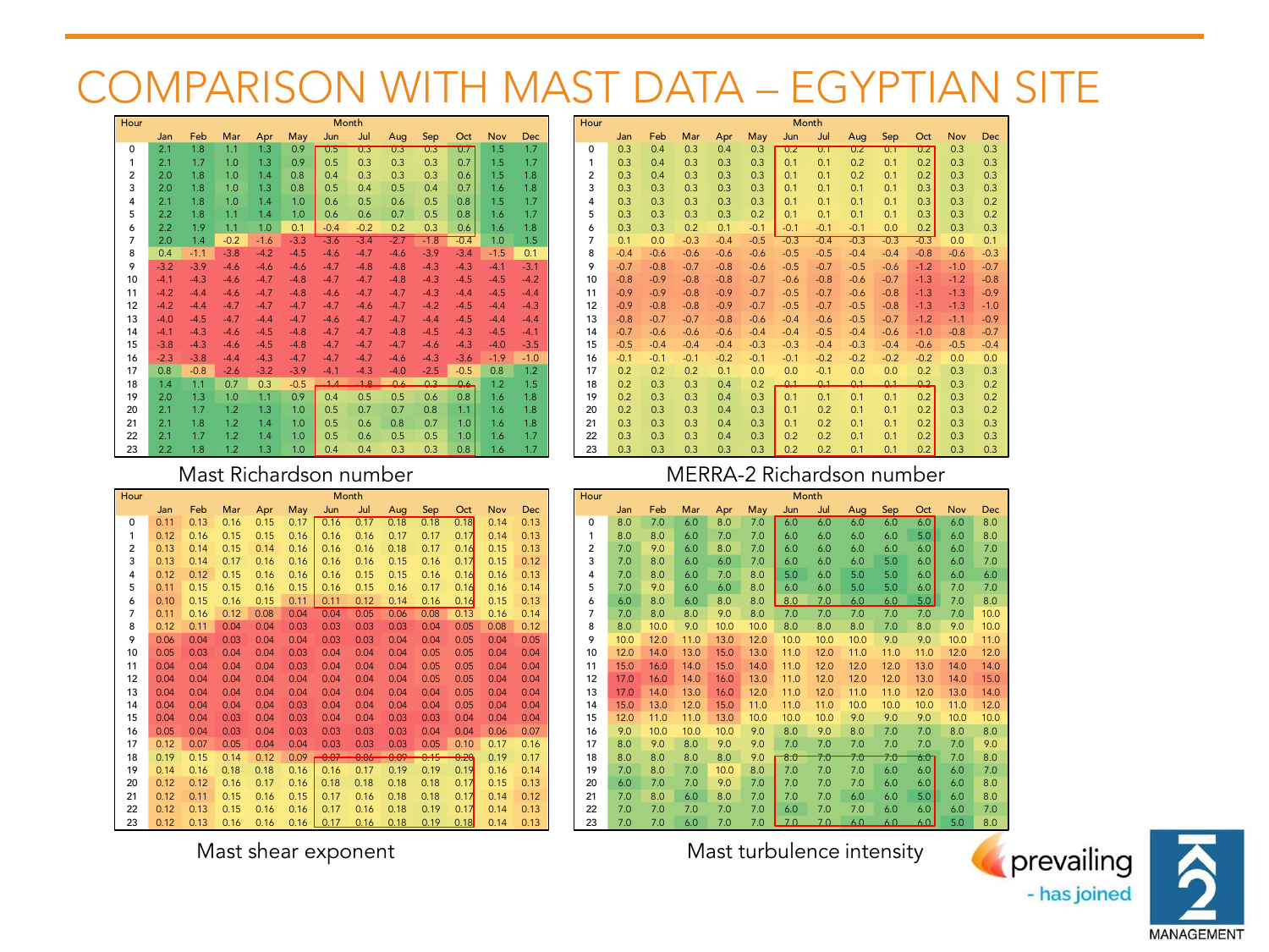# COMPARISON WITH MAST DATA – EGYPTIAN SITE

| Hour | Month | | | | | | | | | | | |
|---|---|---|---|---|---|---|---|---|---|---|---|---|
| | Jan | Feb | Mar | Apr | May | Jun | Jul | Aug | Sep | Oct | Nov | Dec |
| 0 | 2.1 | 1.8 | 1.1 | 1.3 | 0.9 | 0.5 | 0.3 | 0.3 | 0.3 | 0.7 | 1.5 | 1.7 |
| 1 | 2.1 | 1.7 | 1.0 | 1.3 | 0.9 | 0.5 | 0.3 | 0.3 | 0.3 | 0.7 | 1.5 | 1.7 |
| 2 | 2.0 | 1.8 | 1.0 | 1.4 | 0.8 | 0.4 | 0.3 | 0.3 | 0.3 | 0.6 | 1.5 | 1.8 |
| 3 | 2.0 | 1.8 | 1.0 | 1.3 | 0.8 | 0.5 | 0.4 | 0.5 | 0.4 | 0.7 | 1.6 | 1.8 |
| 4 | 2.1 | 1.8 | 1.0 | 1.4 | 1.0 | 0.6 | 0.5 | 0.6 | 0.5 | 0.8 | 1.5 | 1.7 |
| 5 | 2.2 | 1.8 | 1.1 | 1.4 | 1.0 | 0.6 | 0.6 | 0.7 | 0.5 | 0.8 | 1.6 | 1.7 |
| 6 | 2.2 | 1.9 | 1.1 | 1.0 | 0.1 | -0.4 | -0.2 | 0.2 | 0.3 | 0.6 | 1.6 | 1.8 |
| 7 | 2.0 | 1.4 | -0.2 | -1.6 | -3.3 | -3.6 | -3.4 | -2.7 | -1.8 | -0.4 | 1.0 | 1.5 |
| 8 | 0.4 | -1.1 | -3.8 | -4.2 | -4.5 | -4.6 | -4.7 | -4.6 | -3.9 | -3.4 | -1.5 | 0.1 |
| 9 | -3.2 | -3.9 | -4.6 | -4.6 | -4.6 | -4.7 | -4.8 | -4.8 | -4.3 | -4.3 | -4.1 | -3.1 |
| 10 | -4.1 | -4.3 | -4.6 | -4.7 | -4.8 | -4.7 | -4.7 | -4.8 | -4.3 | -4.5 | -4.5 | -4.2 |
| 11 | -4.2 | -4.4 | -4.6 | -4.7 | -4.8 | -4.6 | -4.7 | -4.7 | -4.3 | -4.3 | -4.5 | -4.4 |
| 12 | -4.2 | -4.4 | -4.7 | -4.7 | -4.7 | -4.7 | -4.6 | -4.7 | -4.2 | -4.5 | -4.4 | -4.3 |
| 13 | -4.0 | -4.5 | -4.7 | -4.4 | -4.7 | -4.6 | -4.7 | -4.7 | -4.4 | -4.5 | -4.4 | -4.4 |
| 14 | -4.1 | -4.3 | -4.6 | -4.5 | -4.8 | -4.7 | -4.7 | -4.8 | -4.5 | -4.3 | -4.5 | -4.1 |
| 15 | -3.8 | -4.3 | -4.6 | -4.5 | -4.8 | -4.7 | -4.7 | -4.7 | -4.6 | -4.3 | -4.0 | -3.5 |
| 16 | -2.3 | -3.8 | -4.4 | -4.3 | -4.7 | -4.7 | -4.7 | -4.6 | -4.3 | -3.6 | -1.9 | -1.0 |
| 17 | 0.8 | -0.8 | -2.6 | -3.2 | -3.9 | -4.1 | -4.3 | -4.0 | -2.5 | -0.5 | 0.8 | 1.2 |
| 18 | 1.4 | 1.1 | 0.7 | 0.3 | -0.5 | -1.4 | -1.8 | -0.6 | 0.3 | 0.6 | 1.2 | 1.5 |
| 19 | 2.0 | 1.3 | 1.0 | 1.1 | 0.9 | 0.4 | 0.5 | 0.5 | 0.6 | 0.8 | 1.6 | 1.8 |
| 20 | 2.1 | 1.7 | 1.2 | 1.3 | 1.0 | 0.5 | 0.7 | 0.7 | 0.8 | 1.1 | 1.6 | 1.8 |
| 21 | 2.1 | 1.8 | 1.2 | 1.4 | 1.0 | 0.5 | 0.6 | 0.8 | 0.7 | 1.0 | 1.6 | 1.8 |
| 22 | 2.1 | 1.7 | 1.2 | 1.4 | 1.0 | 0.5 | 0.6 | 0.5 | 0.5 | 1.0 | 1.6 | 1.7 |
| 23 | 2.2 | 1.8 | 1.2 | 1.3 | 1.0 | 0.4 | 0.4 | 0.3 | 0.3 | 0.8 | 1.6 | 1.7 |

Mast Richardson number

| Hour | Month | | | | | | | | | | | |
|---|---|---|---|---|---|---|---|---|---|---|---|---|
| | Jan | Feb | Mar | Apr | May | Jun | Jul | Aug | Sep | Oct | Nov | Dec |
| 0 | 0.3 | 0.4 | 0.3 | 0.4 | 0.3 | 0.2 | 0.1 | 0.2 | 0.1 | 0.2 | 0.3 | 0.3 |
| 1 | 0.3 | 0.4 | 0.3 | 0.3 | 0.3 | 0.1 | 0.1 | 0.2 | 0.1 | 0.2 | 0.3 | 0.3 |
| 2 | 0.3 | 0.4 | 0.3 | 0.3 | 0.3 | 0.1 | 0.1 | 0.2 | 0.1 | 0.2 | 0.3 | 0.3 |
| 3 | 0.3 | 0.3 | 0.3 | 0.3 | 0.3 | 0.1 | 0.1 | 0.1 | 0.1 | 0.3 | 0.3 | 0.3 |
| 4 | 0.3 | 0.3 | 0.3 | 0.3 | 0.3 | 0.1 | 0.1 | 0.1 | 0.1 | 0.3 | 0.3 | 0.2 |
| 5 | 0.3 | 0.3 | 0.3 | 0.3 | 0.2 | 0.1 | 0.1 | 0.1 | 0.1 | 0.3 | 0.3 | 0.2 |
| 6 | 0.3 | 0.3 | 0.2 | 0.1 | -0.1 | -0.1 | -0.1 | -0.1 | 0.0 | 0.2 | 0.3 | 0.3 |
| 7 | 0.1 | 0.0 | -0.3 | -0.4 | -0.5 | -0.3 | -0.4 | -0.3 | -0.3 | -0.3 | 0.0 | 0.1 |
| 8 | -0.4 | -0.6 | -0.6 | -0.6 | -0.6 | -0.5 | -0.5 | -0.4 | -0.4 | -0.8 | -0.6 | -0.3 |
| 9 | -0.7 | -0.8 | -0.7 | -0.8 | -0.6 | -0.5 | -0.7 | -0.5 | -0.6 | -1.2 | -1.0 | -0.7 |
| 10 | -0.8 | -0.9 | -0.8 | -0.8 | -0.7 | -0.6 | -0.8 | -0.6 | -0.7 | -1.3 | -1.2 | -0.8 |
| 11 | -0.9 | -0.9 | -0.8 | -0.9 | -0.7 | -0.5 | -0.7 | -0.6 | -0.8 | -1.3 | -1.3 | -0.9 |
| 12 | -0.9 | -0.8 | -0.8 | -0.9 | -0.7 | -0.5 | -0.7 | -0.5 | -0.8 | -1.3 | -1.3 | -1.0 |
| 13 | -0.8 | -0.7 | -0.7 | -0.8 | -0.6 | -0.4 | -0.6 | -0.5 | -0.7 | -1.2 | -1.1 | -0.9 |
| 14 | -0.7 | -0.6 | -0.6 | -0.6 | -0.4 | -0.4 | -0.5 | -0.4 | -0.6 | -1.0 | -0.8 | -0.7 |
| 15 | -0.5 | -0.4 | -0.4 | -0.4 | -0.3 | -0.3 | -0.4 | -0.3 | -0.4 | -0.6 | -0.5 | -0.4 |
| 16 | -0.1 | -0.1 | -0.1 | -0.2 | -0.1 | -0.1 | -0.2 | -0.2 | -0.2 | -0.2 | 0.0 | 0.0 |
| 17 | 0.2 | 0.2 | 0.2 | 0.1 | 0.0 | 0.0 | -0.1 | 0.0 | 0.0 | 0.2 | 0.3 | 0.3 |
| 18 | 0.2 | 0.3 | 0.3 | 0.4 | 0.2 | 0.1 | 0.1 | 0.1 | 0.1 | 0.2 | 0.3 | 0.2 |
| 19 | 0.2 | 0.3 | 0.3 | 0.4 | 0.3 | 0.1 | 0.1 | 0.1 | 0.1 | 0.2 | 0.3 | 0.2 |
| 20 | 0.2 | 0.3 | 0.3 | 0.4 | 0.3 | 0.1 | 0.2 | 0.1 | 0.1 | 0.2 | 0.3 | 0.2 |
| 21 | 0.3 | 0.3 | 0.3 | 0.4 | 0.3 | 0.1 | 0.2 | 0.1 | 0.1 | 0.2 | 0.3 | 0.3 |
| 22 | 0.3 | 0.3 | 0.3 | 0.4 | 0.3 | 0.2 | 0.2 | 0.1 | 0.1 | 0.2 | 0.3 | 0.3 |
| 23 | 0.3 | 0.3 | 0.3 | 0.3 | 0.3 | 0.2 | 0.2 | 0.1 | 0.1 | 0.2 | 0.3 | 0.3 |

MERRA-2 Richardson number

| Hour | Month | | | | | | | | | | | |
|---|---|---|---|---|---|---|---|---|---|---|---|---|
| | Jan | Feb | Mar | Apr | May | Jun | Jul | Aug | Sep | Oct | Nov | Dec |
| 0 | 0.11 | 0.13 | 0.16 | 0.15 | 0.17 | 0.16 | 0.17 | 0.18 | 0.18 | 0.18 | 0.14 | 0.13 |
| 1 | 0.12 | 0.16 | 0.15 | 0.15 | 0.16 | 0.16 | 0.16 | 0.17 | 0.16 | 0.17 | 0.14 | 0.13 |
| 2 | 0.13 | 0.14 | 0.15 | 0.14 | 0.16 | 0.16 | 0.16 | 0.18 | 0.17 | 0.16 | 0.15 | 0.13 |
| 3 | 0.13 | 0.14 | 0.17 | 0.16 | 0.16 | 0.16 | 0.16 | 0.15 | 0.16 | 0.17 | 0.15 | 0.12 |
| 4 | 0.12 | 0.12 | 0.15 | 0.16 | 0.16 | 0.16 | 0.15 | 0.15 | 0.16 | 0.16 | 0.16 | 0.13 |
| 5 | 0.11 | 0.15 | 0.15 | 0.16 | 0.15 | 0.16 | 0.15 | 0.16 | 0.17 | 0.16 | 0.16 | 0.14 |
| 6 | 0.10 | 0.15 | 0.16 | 0.15 | 0.11 | 0.11 | 0.12 | 0.14 | 0.16 | 0.16 | 0.15 | 0.13 |
| 7 | 0.11 | 0.16 | 0.12 | 0.08 | 0.04 | 0.04 | 0.05 | 0.06 | 0.08 | 0.13 | 0.16 | 0.14 |
| 8 | 0.12 | 0.11 | 0.04 | 0.04 | 0.03 | 0.03 | 0.03 | 0.03 | 0.04 | 0.05 | 0.08 | 0.12 |
| 9 | 0.06 | 0.04 | 0.03 | 0.04 | 0.04 | 0.03 | 0.03 | 0.04 | 0.04 | 0.05 | 0.04 | 0.05 |
| 10 | 0.05 | 0.03 | 0.04 | 0.04 | 0.03 | 0.04 | 0.04 | 0.04 | 0.05 | 0.05 | 0.04 | 0.04 |
| 11 | 0.04 | 0.04 | 0.04 | 0.04 | 0.03 | 0.04 | 0.04 | 0.04 | 0.05 | 0.05 | 0.04 | 0.04 |
| 12 | 0.04 | 0.04 | 0.04 | 0.04 | 0.04 | 0.04 | 0.04 | 0.04 | 0.05 | 0.05 | 0.04 | 0.04 |
| 13 | 0.04 | 0.04 | 0.04 | 0.04 | 0.04 | 0.04 | 0.04 | 0.04 | 0.04 | 0.05 | 0.04 | 0.04 |
| 14 | 0.04 | 0.04 | 0.04 | 0.04 | 0.03 | 0.04 | 0.04 | 0.04 | 0.04 | 0.05 | 0.04 | 0.04 |
| 15 | 0.04 | 0.04 | 0.03 | 0.04 | 0.03 | 0.04 | 0.04 | 0.03 | 0.03 | 0.04 | 0.04 | 0.04 |
| 16 | 0.05 | 0.04 | 0.03 | 0.04 | 0.03 | 0.03 | 0.03 | 0.03 | 0.04 | 0.04 | 0.06 | 0.07 |
| 17 | 0.12 | 0.07 | 0.05 | 0.04 | 0.04 | 0.03 | 0.03 | 0.03 | 0.05 | 0.10 | 0.17 | 0.16 |
| 18 | 0.19 | 0.15 | 0.14 | 0.12 | 0.09 | 0.07 | 0.06 | 0.09 | 0.15 | 0.20 | 0.19 | 0.17 |
| 19 | 0.14 | 0.16 | 0.18 | 0.18 | 0.16 | 0.16 | 0.17 | 0.19 | 0.19 | 0.19 | 0.16 | 0.14 |
| 20 | 0.12 | 0.12 | 0.16 | 0.17 | 0.16 | 0.18 | 0.18 | 0.18 | 0.18 | 0.17 | 0.15 | 0.13 |
| 21 | 0.12 | 0.11 | 0.15 | 0.16 | 0.15 | 0.17 | 0.16 | 0.18 | 0.18 | 0.17 | 0.14 | 0.12 |
| 22 | 0.12 | 0.13 | 0.15 | 0.16 | 0.16 | 0.17 | 0.16 | 0.18 | 0.19 | 0.17 | 0.14 | 0.13 |
| 23 | 0.12 | 0.13 | 0.16 | 0.16 | 0.16 | 0.17 | 0.16 | 0.18 | 0.19 | 0.18 | 0.14 | 0.13 |

Mast shear exponent

| Hour | Month | | | | | | | | | | | |
|---|---|---|---|---|---|---|---|---|---|---|---|---|
| | Jan | Feb | Mar | Apr | May | Jun | Jul | Aug | Sep | Oct | Nov | Dec |
| 0 | 8.0 | 7.0 | 6.0 | 8.0 | 7.0 | 6.0 | 6.0 | 6.0 | 6.0 | 6.0 | 6.0 | 8.0 |
| 1 | 8.0 | 8.0 | 6.0 | 7.0 | 7.0 | 6.0 | 6.0 | 6.0 | 6.0 | 5.0 | 6.0 | 8.0 |
| 2 | 7.0 | 9.0 | 6.0 | 8.0 | 7.0 | 6.0 | 6.0 | 6.0 | 6.0 | 6.0 | 6.0 | 7.0 |
| 3 | 7.0 | 8.0 | 6.0 | 6.0 | 7.0 | 6.0 | 6.0 | 6.0 | 5.0 | 6.0 | 6.0 | 7.0 |
| 4 | 7.0 | 8.0 | 6.0 | 7.0 | 8.0 | 5.0 | 6.0 | 5.0 | 5.0 | 6.0 | 6.0 | 6.0 |
| 5 | 7.0 | 9.0 | 6.0 | 6.0 | 8.0 | 6.0 | 6.0 | 5.0 | 5.0 | 6.0 | 7.0 | 7.0 |
| 6 | 6.0 | 8.0 | 6.0 | 8.0 | 8.0 | 8.0 | 7.0 | 6.0 | 6.0 | 5.0 | 7.0 | 8.0 |
| 7 | 7.0 | 8.0 | 8.0 | 9.0 | 8.0 | 7.0 | 7.0 | 7.0 | 7.0 | 7.0 | 7.0 | 10.0 |
| 8 | 8.0 | 10.0 | 9.0 | 10.0 | 10.0 | 8.0 | 8.0 | 8.0 | 7.0 | 8.0 | 9.0 | 10.0 |
| 9 | 10.0 | 12.0 | 11.0 | 13.0 | 12.0 | 10.0 | 10.0 | 10.0 | 9.0 | 9.0 | 10.0 | 11.0 |
| 10 | 12.0 | 14.0 | 13.0 | 15.0 | 13.0 | 11.0 | 12.0 | 11.0 | 11.0 | 11.0 | 12.0 | 12.0 |
| 11 | 15.0 | 16.0 | 14.0 | 15.0 | 14.0 | 11.0 | 12.0 | 12.0 | 12.0 | 13.0 | 14.0 | 14.0 |
| 12 | 17.0 | 16.0 | 14.0 | 16.0 | 13.0 | 11.0 | 12.0 | 12.0 | 12.0 | 13.0 | 14.0 | 15.0 |
| 13 | 17.0 | 14.0 | 13.0 | 16.0 | 12.0 | 11.0 | 12.0 | 11.0 | 11.0 | 12.0 | 13.0 | 14.0 |
| 14 | 15.0 | 13.0 | 12.0 | 15.0 | 11.0 | 11.0 | 11.0 | 10.0 | 10.0 | 10.0 | 11.0 | 12.0 |
| 15 | 12.0 | 11.0 | 11.0 | 13.0 | 10.0 | 10.0 | 10.0 | 9.0 | 9.0 | 9.0 | 10.0 | 10.0 |
| 16 | 9.0 | 10.0 | 10.0 | 10.0 | 9.0 | 8.0 | 9.0 | 8.0 | 7.0 | 7.0 | 8.0 | 8.0 |
| 17 | 8.0 | 9.0 | 8.0 | 9.0 | 9.0 | 7.0 | 7.0 | 7.0 | 7.0 | 7.0 | 7.0 | 9.0 |
| 18 | 8.0 | 8.0 | 8.0 | 8.0 | 9.0 | 8.0 | 7.0 | 7.0 | 7.0 | 6.0 | 7.0 | 8.0 |
| 19 | 7.0 | 8.0 | 7.0 | 10.0 | 8.0 | 7.0 | 7.0 | 7.0 | 6.0 | 6.0 | 6.0 | 7.0 |
| 20 | 6.0 | 7.0 | 7.0 | 9.0 | 7.0 | 7.0 | 7.0 | 7.0 | 6.0 | 6.0 | 6.0 | 8.0 |
| 21 | 7.0 | 8.0 | 6.0 | 8.0 | 7.0 | 7.0 | 7.0 | 6.0 | 6.0 | 5.0 | 6.0 | 8.0 |
| 22 | 7.0 | 7.0 | 7.0 | 7.0 | 7.0 | 6.0 | 7.0 | 7.0 | 6.0 | 6.0 | 6.0 | 7.0 |
| 23 | 7.0 | 7.0 | 6.0 | 7.0 | 7.0 | 7.0 | 7.0 | 6.0 | 6.0 | 6.0 | 5.0 | 8.0 |

Mast turbulence intensity

prevailing - has joined K2 MANAGEMENT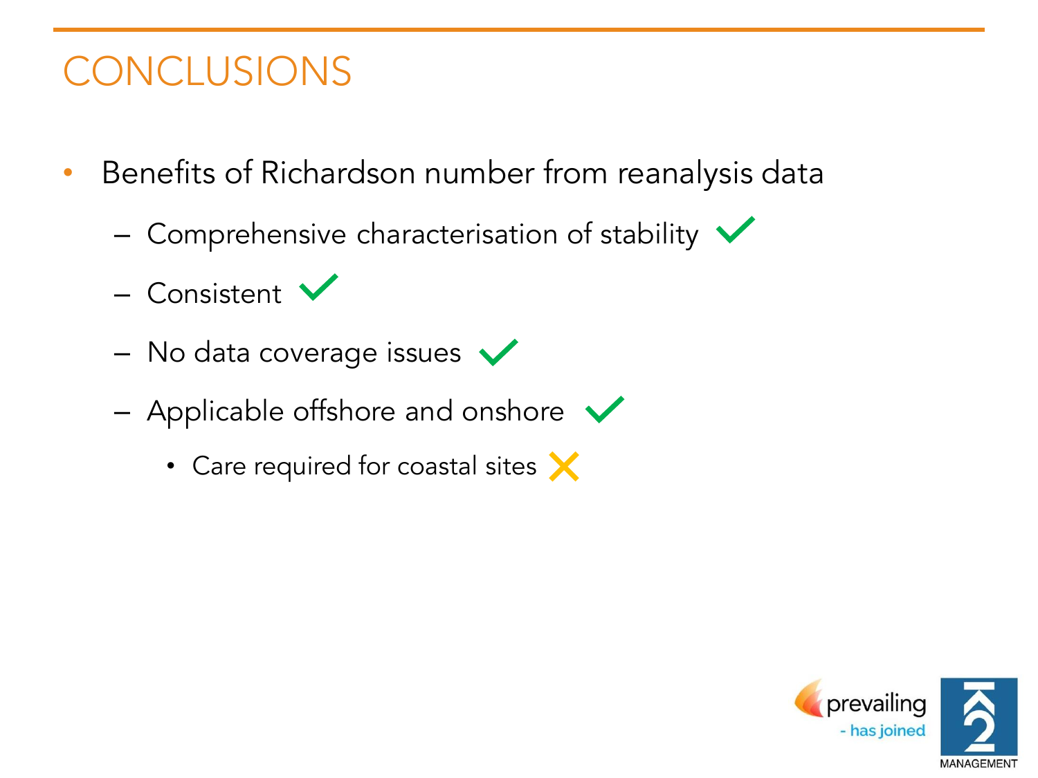# CONCLUSIONS

- Benefits of Richardson number from reanalysis data
  - Comprehensive characterisation of stability ✓
  - Consistent ✓
  - No data coverage issues ✓
  - Applicable offshore and onshore ✓
    - Care required for coastal sites ✗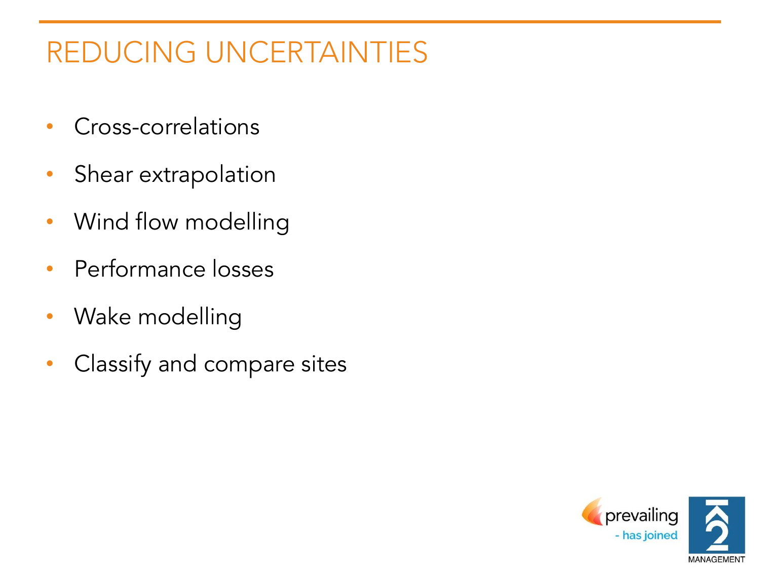# REDUCING UNCERTAINTIES

- Cross-correlations
- Shear extrapolation
- Wind flow modelling
- Performance losses
- Wake modelling
- Classify and compare sites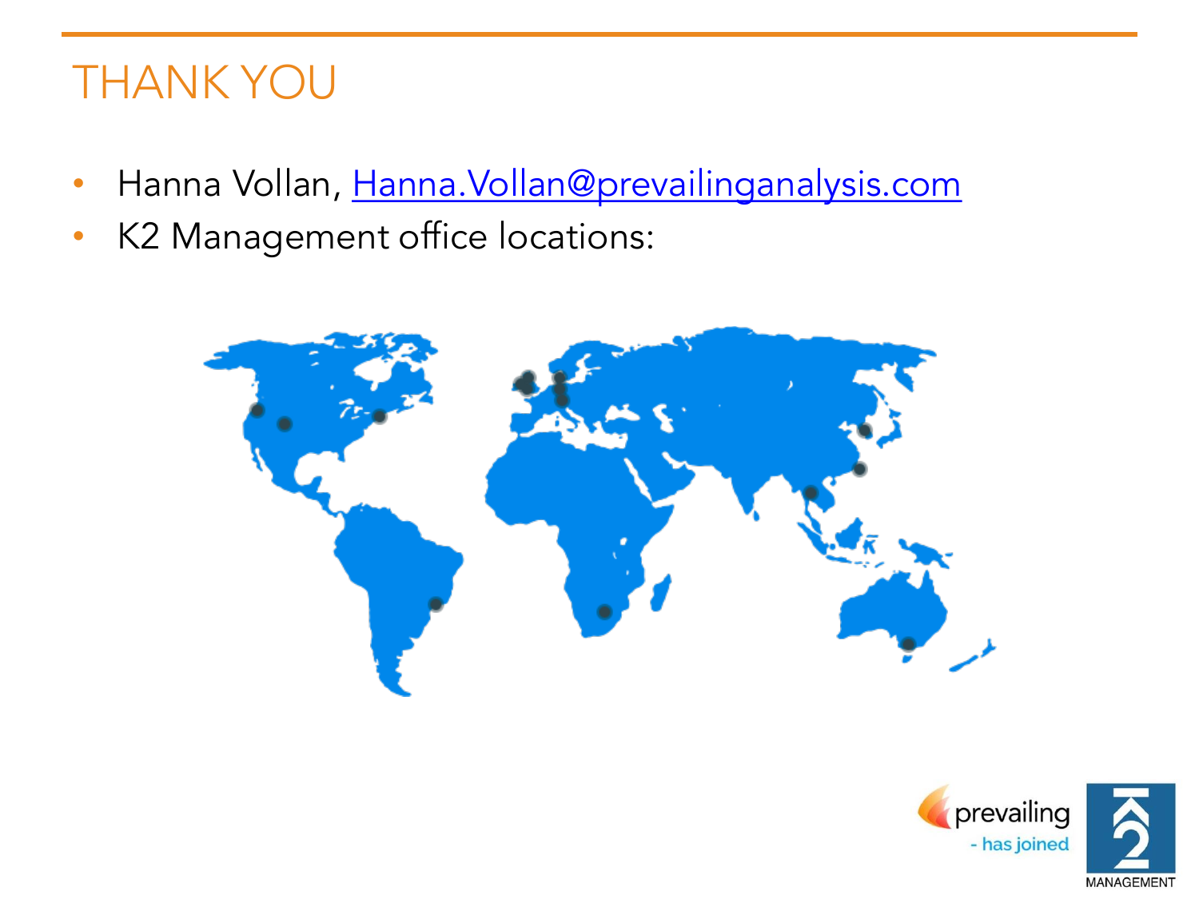# THANK YOU

- Hanna Vollan, [Hanna.Vollan@prevailinganalysis.com](mailto:Hanna.Vollan@prevailinganalysis.com)
- K2 Management office locations:

prevailing
- has joined

MANAGEMENT